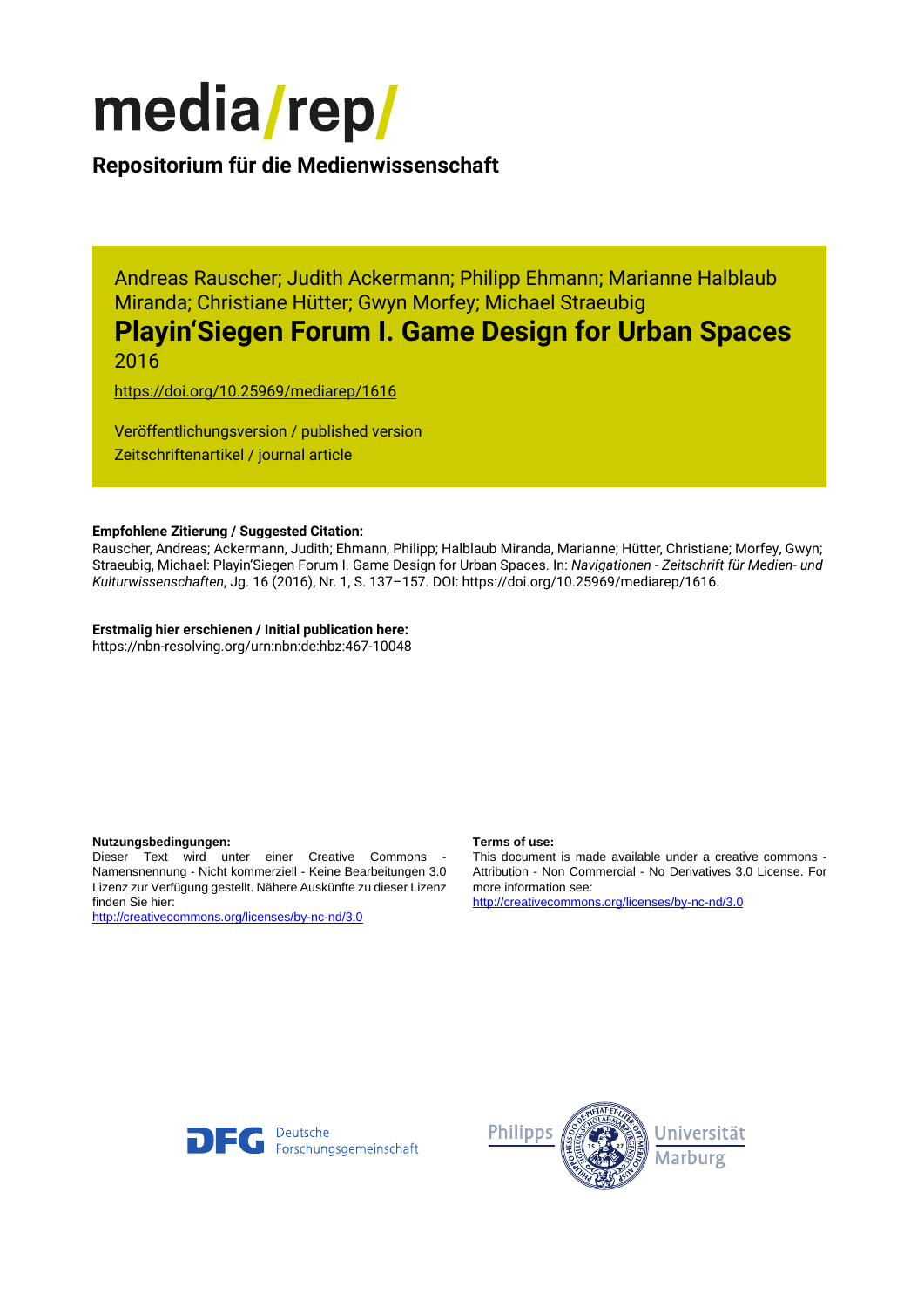# media/rep/

**Repositorium für die Medienwissenschaft**

Andreas Rauscher; Judith Ackermann; Philipp Ehmann; Marianne Halblaub Miranda; Christiane Hütter; Gwyn Morfey; Michael Straeubig

## Playin'Siegen Forum I. Game Design for Urban Spaces

2016

https://doi.org/10.25969/mediarep/1616

Veröffentlichungsversion / published version
Zeitschriftenartikel / journal article

**Empfohlene Zitierung / Suggested Citation:**
Rauscher, Andreas; Ackermann, Judith; Ehmann, Philipp; Halblaub Miranda, Marianne; Hütter, Christiane; Morfey, Gwyn; Straeubig, Michael: Playin'Siegen Forum I. Game Design for Urban Spaces. In: *Navigationen - Zeitschrift für Medien- und Kulturwissenschaften*, Jg. 16 (2016), Nr. 1, S. 137–157. DOI: https://doi.org/10.25969/mediarep/1616.

**Erstmalig hier erschienen / Initial publication here:**
https://nbn-resolving.org/urn:nbn:de:hbz:467-10048

**Nutzungsbedingungen:**
Dieser Text wird unter einer Creative Commons - Namensnennung - Nicht kommerziell - Keine Bearbeitungen 3.0 Lizenz zur Verfügung gestellt. Nähere Auskünfte zu dieser Lizenz finden Sie hier:
http://creativecommons.org/licenses/by-nc-nd/3.0

**Terms of use:**
This document is made available under a creative commons - Attribution - Non Commercial - No Derivatives 3.0 License. For more information see:
http://creativecommons.org/licenses/by-nc-nd/3.0

Deutsche Forschungsgemeinschaft

Philipps Universität Marburg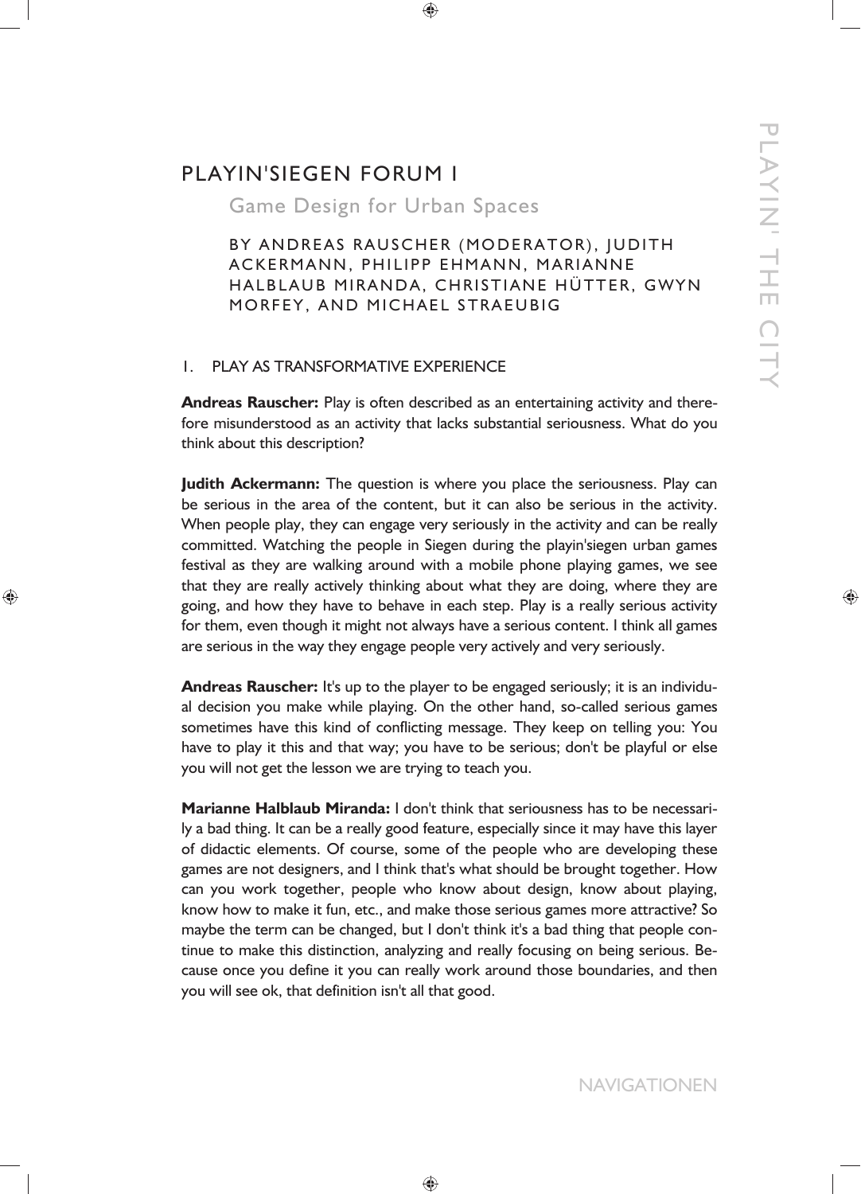# PLAYIN'SIEGEN FORUM I

## Game Design for Urban Spaces

BY ANDREAS RAUSCHER (MODERATOR), JUDITH ACKERMANN, PHILIPP EHMANN, MARIANNE HALBLAUB MIRANDA, CHRISTIANE HÜTTER, GWYN MORFEY, AND MICHAEL STRAEUBIG

### 1. PLAY AS TRANSFORMATIVE EXPERIENCE

**Andreas Rauscher:** Play is often described as an entertaining activity and therefore misunderstood as an activity that lacks substantial seriousness. What do you think about this description?

**Judith Ackermann:** The question is where you place the seriousness. Play can be serious in the area of the content, but it can also be serious in the activity. When people play, they can engage very seriously in the activity and can be really committed. Watching the people in Siegen during the playin'siegen urban games festival as they are walking around with a mobile phone playing games, we see that they are really actively thinking about what they are doing, where they are going, and how they have to behave in each step. Play is a really serious activity for them, even though it might not always have a serious content. I think all games are serious in the way they engage people very actively and very seriously.

**Andreas Rauscher:** It's up to the player to be engaged seriously; it is an individual decision you make while playing. On the other hand, so-called serious games sometimes have this kind of conflicting message. They keep on telling you: You have to play it this and that way; you have to be serious; don't be playful or else you will not get the lesson we are trying to teach you.

**Marianne Halblaub Miranda:** I don't think that seriousness has to be necessarily a bad thing. It can be a really good feature, especially since it may have this layer of didactic elements. Of course, some of the people who are developing these games are not designers, and I think that's what should be brought together. How can you work together, people who know about design, know about playing, know how to make it fun, etc., and make those serious games more attractive? So maybe the term can be changed, but I don't think it's a bad thing that people continue to make this distinction, analyzing and really focusing on being serious. Because once you define it you can really work around those boundaries, and then you will see ok, that definition isn't all that good.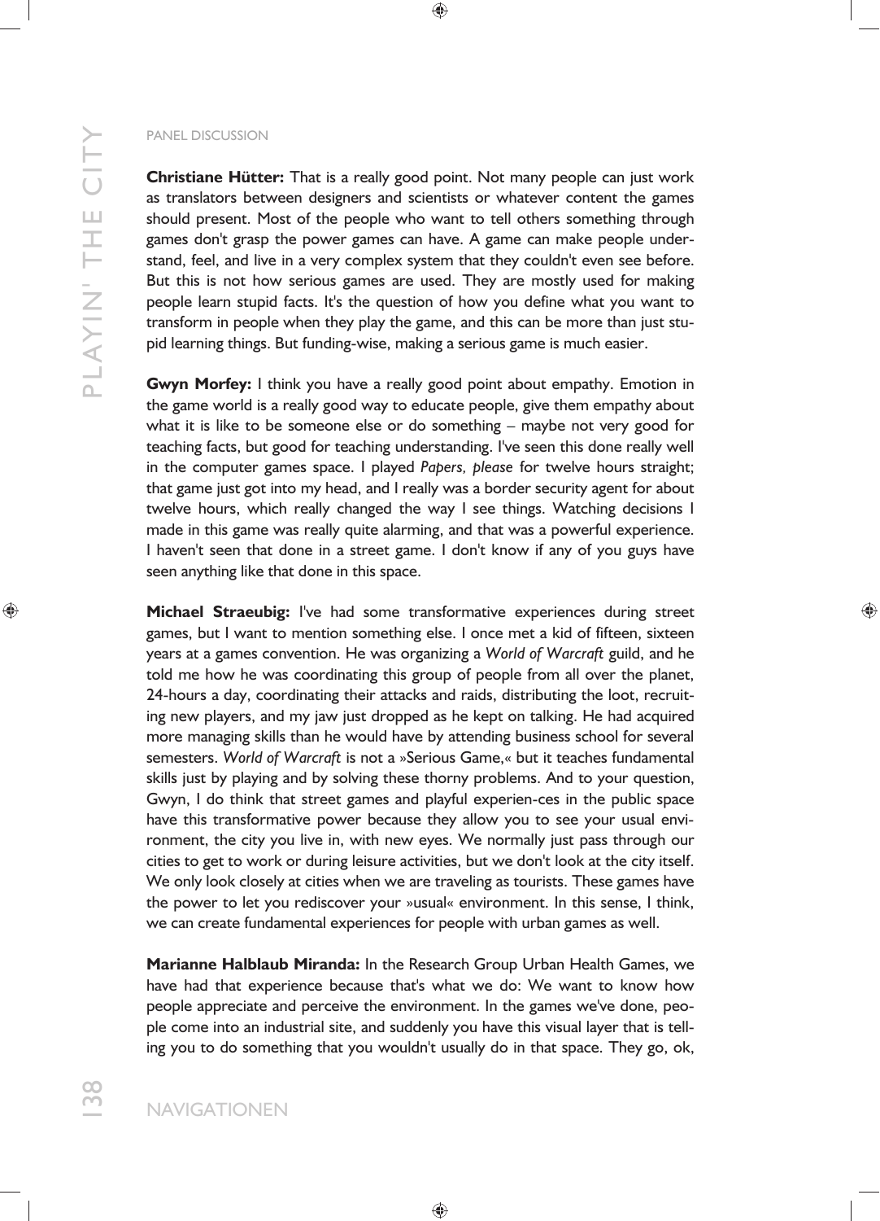**Christiane Hütter:** That is a really good point. Not many people can just work as translators between designers and scientists or whatever content the games should present. Most of the people who want to tell others something through games don't grasp the power games can have. A game can make people understand, feel, and live in a very complex system that they couldn't even see before. But this is not how serious games are used. They are mostly used for making people learn stupid facts. It's the question of how you define what you want to transform in people when they play the game, and this can be more than just stupid learning things. But funding-wise, making a serious game is much easier.

**Gwyn Morfey:** I think you have a really good point about empathy. Emotion in the game world is a really good way to educate people, give them empathy about what it is like to be someone else or do something – maybe not very good for teaching facts, but good for teaching understanding. I've seen this done really well in the computer games space. I played *Papers, please* for twelve hours straight; that game just got into my head, and I really was a border security agent for about twelve hours, which really changed the way I see things. Watching decisions I made in this game was really quite alarming, and that was a powerful experience. I haven't seen that done in a street game. I don't know if any of you guys have seen anything like that done in this space.

**Michael Straeubig:** I've had some transformative experiences during street games, but I want to mention something else. I once met a kid of fifteen, sixteen years at a games convention. He was organizing a *World of Warcraft* guild, and he told me how he was coordinating this group of people from all over the planet, 24-hours a day, coordinating their attacks and raids, distributing the loot, recruiting new players, and my jaw just dropped as he kept on talking. He had acquired more managing skills than he would have by attending business school for several semesters. *World of Warcraft* is not a »Serious Game,« but it teaches fundamental skills just by playing and by solving these thorny problems. And to your question, Gwyn, I do think that street games and playful experien-ces in the public space have this transformative power because they allow you to see your usual environment, the city you live in, with new eyes. We normally just pass through our cities to get to work or during leisure activities, but we don't look at the city itself. We only look closely at cities when we are traveling as tourists. These games have the power to let you rediscover your »usual« environment. In this sense, I think, we can create fundamental experiences for people with urban games as well.

**Marianne Halblaub Miranda:** In the Research Group Urban Health Games, we have had that experience because that's what we do: We want to know how people appreciate and perceive the environment. In the games we've done, people come into an industrial site, and suddenly you have this visual layer that is telling you to do something that you wouldn't usually do in that space. They go, ok,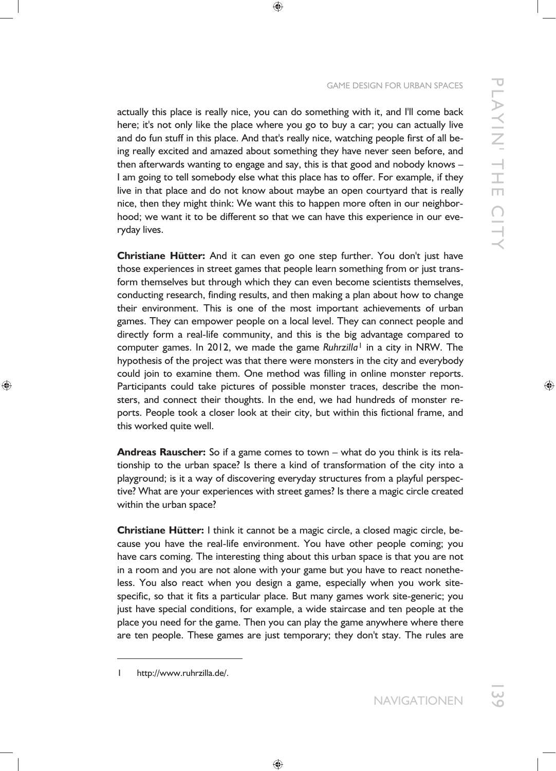actually this place is really nice, you can do something with it, and I'll come back here; it's not only like the place where you go to buy a car; you can actually live and do fun stuff in this place. And that's really nice, watching people first of all being really excited and amazed about something they have never seen before, and then afterwards wanting to engage and say, this is that good and nobody knows – I am going to tell somebody else what this place has to offer. For example, if they live in that place and do not know about maybe an open courtyard that is really nice, then they might think: We want this to happen more often in our neighborhood; we want it to be different so that we can have this experience in our everyday lives.

**Christiane Hütter:** And it can even go one step further. You don't just have those experiences in street games that people learn something from or just transform themselves but through which they can even become scientists themselves, conducting research, finding results, and then making a plan about how to change their environment. This is one of the most important achievements of urban games. They can empower people on a local level. They can connect people and directly form a real-life community, and this is the big advantage compared to computer games. In 2012, we made the game *Ruhrzilla*[1] in a city in NRW. The hypothesis of the project was that there were monsters in the city and everybody could join to examine them. One method was filling in online monster reports. Participants could take pictures of possible monster traces, describe the monsters, and connect their thoughts. In the end, we had hundreds of monster reports. People took a closer look at their city, but within this fictional frame, and this worked quite well.

**Andreas Rauscher:** So if a game comes to town – what do you think is its relationship to the urban space? Is there a kind of transformation of the city into a playground; is it a way of discovering everyday structures from a playful perspective? What are your experiences with street games? Is there a magic circle created within the urban space?

**Christiane Hütter:** I think it cannot be a magic circle, a closed magic circle, because you have the real-life environment. You have other people coming; you have cars coming. The interesting thing about this urban space is that you are not in a room and you are not alone with your game but you have to react nonetheless. You also react when you design a game, especially when you work site-specific, so that it fits a particular place. But many games work site-generic; you just have special conditions, for example, a wide staircase and ten people at the place you need for the game. Then you can play the game anywhere where there are ten people. These games are just temporary; they don't stay. The rules are

1 http://www.ruhrzilla.de/.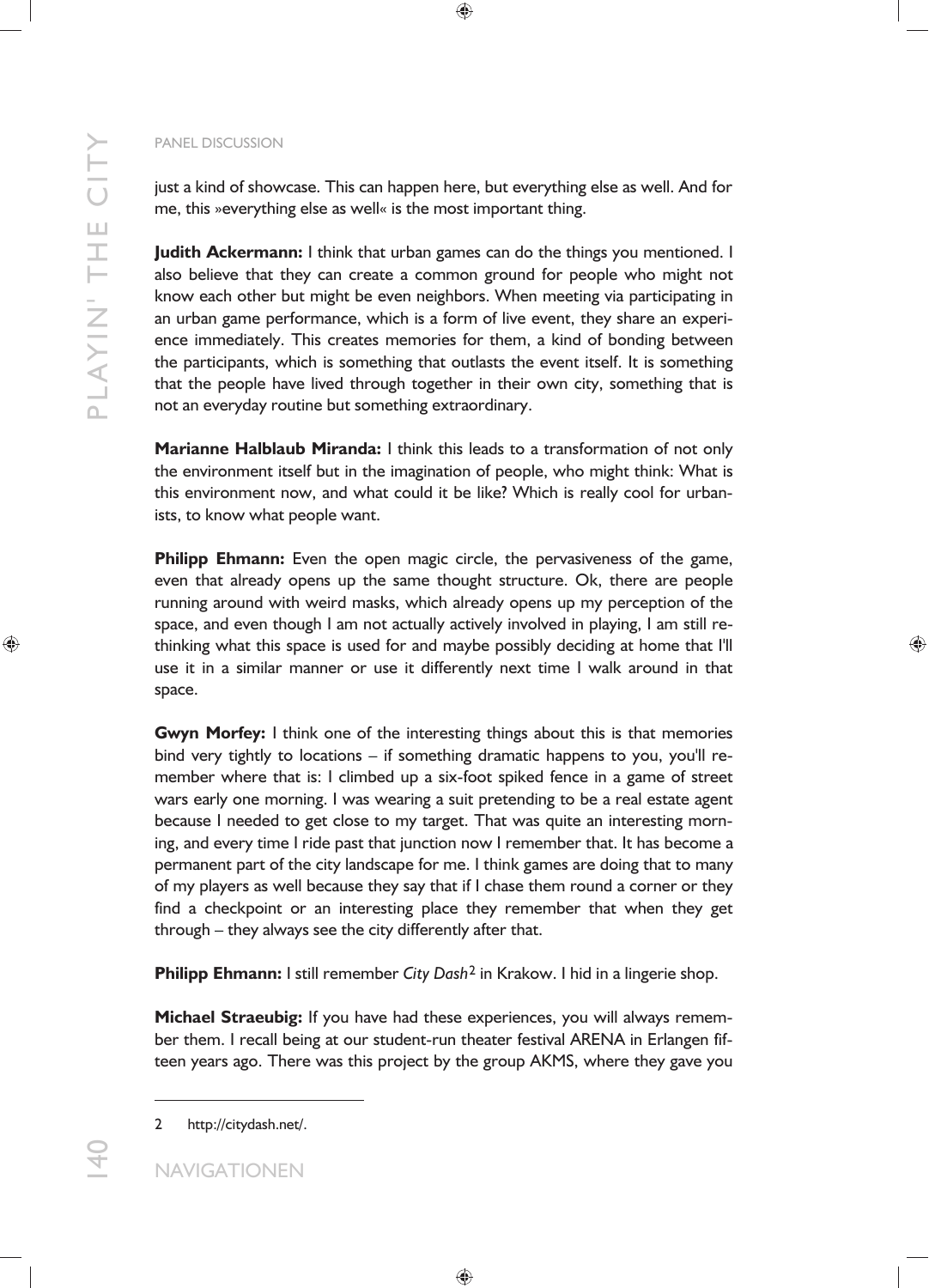just a kind of showcase. This can happen here, but everything else as well. And for me, this »everything else as well« is the most important thing.

**Judith Ackermann:** I think that urban games can do the things you mentioned. I also believe that they can create a common ground for people who might not know each other but might be even neighbors. When meeting via participating in an urban game performance, which is a form of live event, they share an experience immediately. This creates memories for them, a kind of bonding between the participants, which is something that outlasts the event itself. It is something that the people have lived through together in their own city, something that is not an everyday routine but something extraordinary.

**Marianne Halblaub Miranda:** I think this leads to a transformation of not only the environment itself but in the imagination of people, who might think: What is this environment now, and what could it be like? Which is really cool for urbanists, to know what people want.

**Philipp Ehmann:** Even the open magic circle, the pervasiveness of the game, even that already opens up the same thought structure. Ok, there are people running around with weird masks, which already opens up my perception of the space, and even though I am not actually actively involved in playing, I am still rethinking what this space is used for and maybe possibly deciding at home that I'll use it in a similar manner or use it differently next time I walk around in that space.

**Gwyn Morfey:** I think one of the interesting things about this is that memories bind very tightly to locations – if something dramatic happens to you, you'll remember where that is: I climbed up a six-foot spiked fence in a game of street wars early one morning. I was wearing a suit pretending to be a real estate agent because I needed to get close to my target. That was quite an interesting morning, and every time I ride past that junction now I remember that. It has become a permanent part of the city landscape for me. I think games are doing that to many of my players as well because they say that if I chase them round a corner or they find a checkpoint or an interesting place they remember that when they get through – they always see the city differently after that.

**Philipp Ehmann:** I still remember *City Dash*[2] in Krakow. I hid in a lingerie shop.

**Michael Straeubig:** If you have had these experiences, you will always remember them. I recall being at our student-run theater festival ARENA in Erlangen fifteen years ago. There was this project by the group AKMS, where they gave you

2 http://citydash.net/.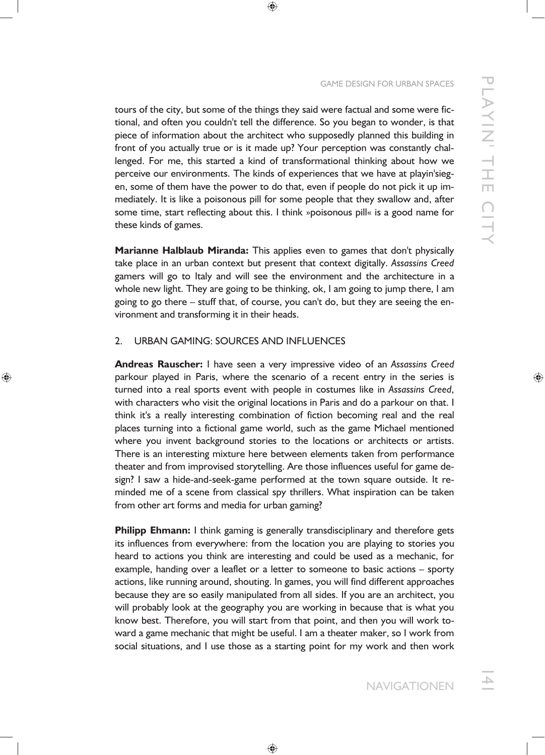tours of the city, but some of the things they said were factual and some were fictional, and often you couldn't tell the difference. So you began to wonder, is that piece of information about the architect who supposedly planned this building in front of you actually true or is it made up? Your perception was constantly challenged. For me, this started a kind of transformational thinking about how we perceive our environments. The kinds of experiences that we have at playin'siegen, some of them have the power to do that, even if people do not pick it up immediately. It is like a poisonous pill for some people that they swallow and, after some time, start reflecting about this. I think »poisonous pill« is a good name for these kinds of games.

**Marianne Halblaub Miranda:** This applies even to games that don't physically take place in an urban context but present that context digitally. *Assassins Creed* gamers will go to Italy and will see the environment and the architecture in a whole new light. They are going to be thinking, ok, I am going to jump there, I am going to go there – stuff that, of course, you can't do, but they are seeing the environment and transforming it in their heads.

## 2. URBAN GAMING: SOURCES AND INFLUENCES

**Andreas Rauscher:** I have seen a very impressive video of an *Assassins Creed* parkour played in Paris, where the scenario of a recent entry in the series is turned into a real sports event with people in costumes like in *Assassins Creed*, with characters who visit the original locations in Paris and do a parkour on that. I think it's a really interesting combination of fiction becoming real and the real places turning into a fictional game world, such as the game Michael mentioned where you invent background stories to the locations or architects or artists. There is an interesting mixture here between elements taken from performance theater and from improvised storytelling. Are those influences useful for game design? I saw a hide-and-seek-game performed at the town square outside. It reminded me of a scene from classical spy thrillers. What inspiration can be taken from other art forms and media for urban gaming?

**Philipp Ehmann:** I think gaming is generally transdisciplinary and therefore gets its influences from everywhere: from the location you are playing to stories you heard to actions you think are interesting and could be used as a mechanic, for example, handing over a leaflet or a letter to someone to basic actions – sporty actions, like running around, shouting. In games, you will find different approaches because they are so easily manipulated from all sides. If you are an architect, you will probably look at the geography you are working in because that is what you know best. Therefore, you will start from that point, and then you will work toward a game mechanic that might be useful. I am a theater maker, so I work from social situations, and I use those as a starting point for my work and then work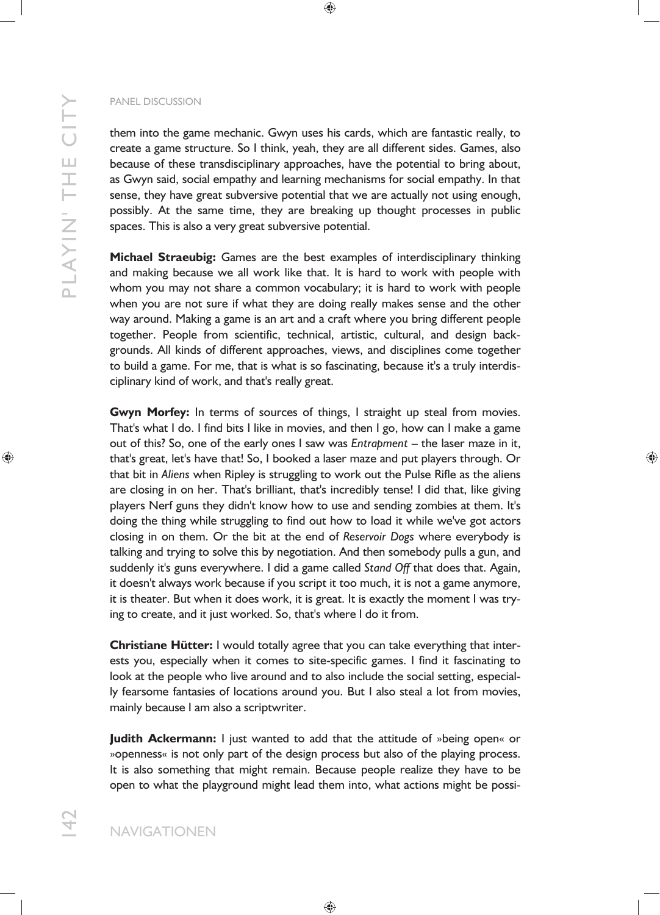them into the game mechanic. Gwyn uses his cards, which are fantastic really, to create a game structure. So I think, yeah, they are all different sides. Games, also because of these transdisciplinary approaches, have the potential to bring about, as Gwyn said, social empathy and learning mechanisms for social empathy. In that sense, they have great subversive potential that we are actually not using enough, possibly. At the same time, they are breaking up thought processes in public spaces. This is also a very great subversive potential.

**Michael Straeubig:** Games are the best examples of interdisciplinary thinking and making because we all work like that. It is hard to work with people with whom you may not share a common vocabulary; it is hard to work with people when you are not sure if what they are doing really makes sense and the other way around. Making a game is an art and a craft where you bring different people together. People from scientific, technical, artistic, cultural, and design backgrounds. All kinds of different approaches, views, and disciplines come together to build a game. For me, that is what is so fascinating, because it's a truly interdisciplinary kind of work, and that's really great.

**Gwyn Morfey:** In terms of sources of things, I straight up steal from movies. That's what I do. I find bits I like in movies, and then I go, how can I make a game out of this? So, one of the early ones I saw was *Entrapment* – the laser maze in it, that's great, let's have that! So, I booked a laser maze and put players through. Or that bit in *Aliens* when Ripley is struggling to work out the Pulse Rifle as the aliens are closing in on her. That's brilliant, that's incredibly tense! I did that, like giving players Nerf guns they didn't know how to use and sending zombies at them. It's doing the thing while struggling to find out how to load it while we've got actors closing in on them. Or the bit at the end of *Reservoir Dogs* where everybody is talking and trying to solve this by negotiation. And then somebody pulls a gun, and suddenly it's guns everywhere. I did a game called *Stand Off* that does that. Again, it doesn't always work because if you script it too much, it is not a game anymore, it is theater. But when it does work, it is great. It is exactly the moment I was trying to create, and it just worked. So, that's where I do it from.

**Christiane Hütter:** I would totally agree that you can take everything that interests you, especially when it comes to site-specific games. I find it fascinating to look at the people who live around and to also include the social setting, especially fearsome fantasies of locations around you. But I also steal a lot from movies, mainly because I am also a scriptwriter.

**Judith Ackermann:** I just wanted to add that the attitude of »being open« or »openness« is not only part of the design process but also of the playing process. It is also something that might remain. Because people realize they have to be open to what the playground might lead them into, what actions might be possi-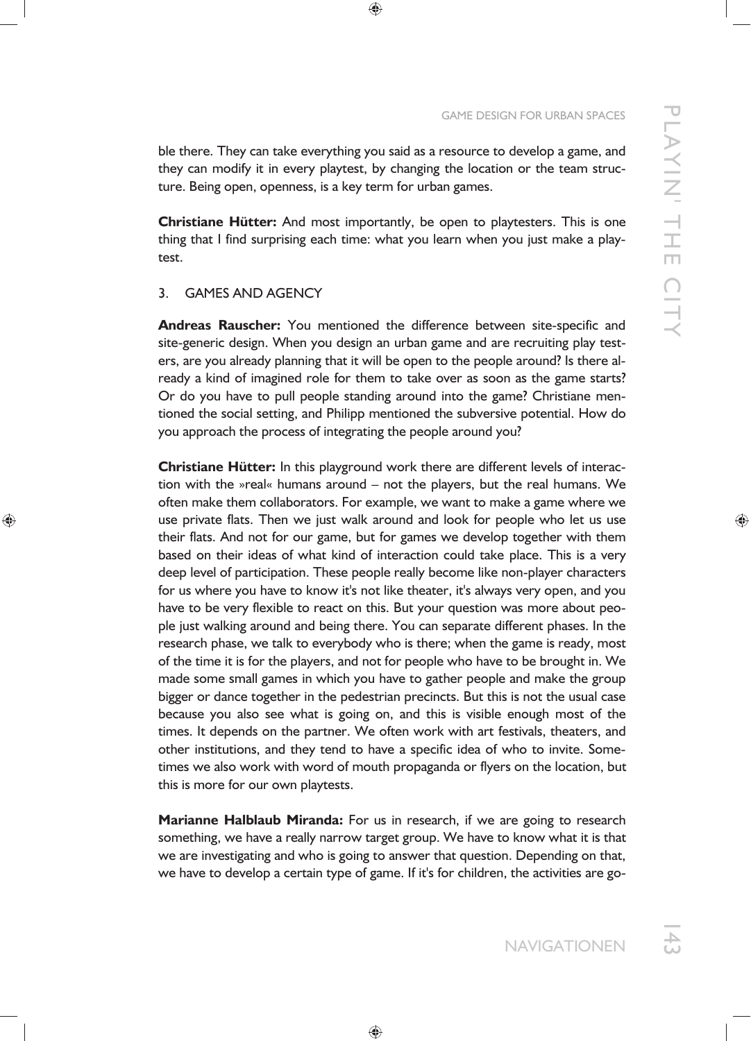ble there. They can take everything you said as a resource to develop a game, and they can modify it in every playtest, by changing the location or the team structure. Being open, openness, is a key term for urban games.

**Christiane Hütter:** And most importantly, be open to playtesters. This is one thing that I find surprising each time: what you learn when you just make a playtest.

## 3. GAMES AND AGENCY

**Andreas Rauscher:** You mentioned the difference between site-specific and site-generic design. When you design an urban game and are recruiting play testers, are you already planning that it will be open to the people around? Is there already a kind of imagined role for them to take over as soon as the game starts? Or do you have to pull people standing around into the game? Christiane mentioned the social setting, and Philipp mentioned the subversive potential. How do you approach the process of integrating the people around you?

**Christiane Hütter:** In this playground work there are different levels of interaction with the »real« humans around – not the players, but the real humans. We often make them collaborators. For example, we want to make a game where we use private flats. Then we just walk around and look for people who let us use their flats. And not for our game, but for games we develop together with them based on their ideas of what kind of interaction could take place. This is a very deep level of participation. These people really become like non-player characters for us where you have to know it's not like theater, it's always very open, and you have to be very flexible to react on this. But your question was more about people just walking around and being there. You can separate different phases. In the research phase, we talk to everybody who is there; when the game is ready, most of the time it is for the players, and not for people who have to be brought in. We made some small games in which you have to gather people and make the group bigger or dance together in the pedestrian precincts. But this is not the usual case because you also see what is going on, and this is visible enough most of the times. It depends on the partner. We often work with art festivals, theaters, and other institutions, and they tend to have a specific idea of who to invite. Sometimes we also work with word of mouth propaganda or flyers on the location, but this is more for our own playtests.

**Marianne Halblaub Miranda:** For us in research, if we are going to research something, we have a really narrow target group. We have to know what it is that we are investigating and who is going to answer that question. Depending on that, we have to develop a certain type of game. If it's for children, the activities are go-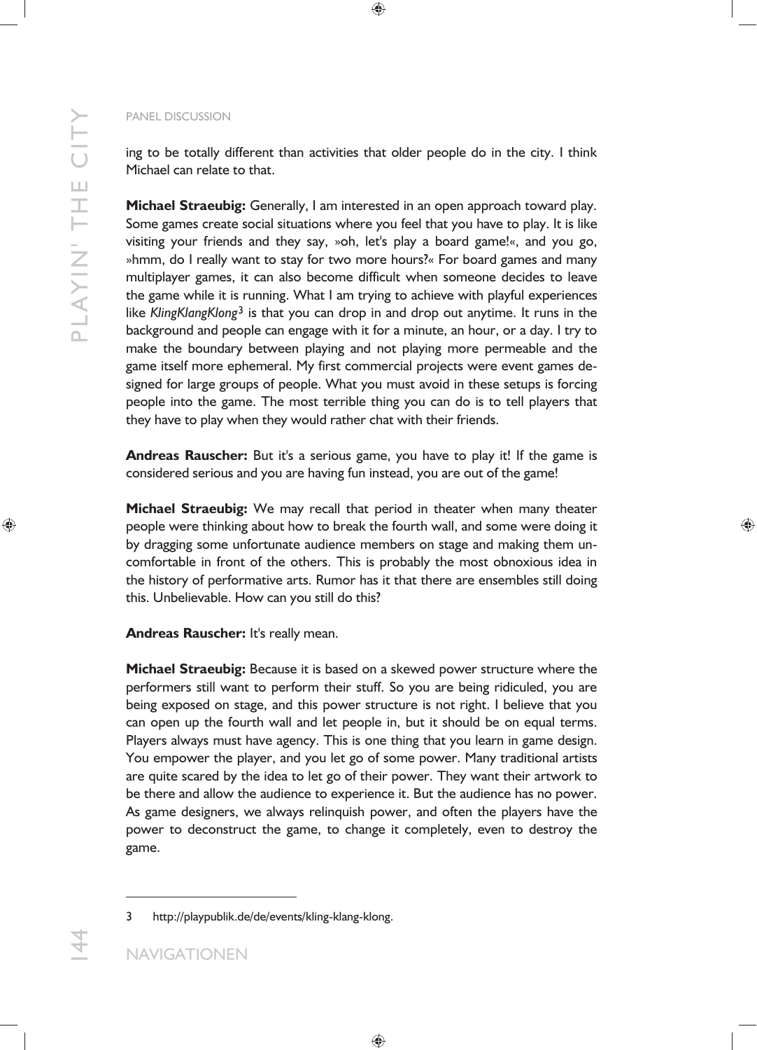ing to be totally different than activities that older people do in the city. I think Michael can relate to that.

**Michael Straeubig:** Generally, I am interested in an open approach toward play. Some games create social situations where you feel that you have to play. It is like visiting your friends and they say, »oh, let's play a board game!«, and you go, »hmm, do I really want to stay for two more hours?« For board games and many multiplayer games, it can also become difficult when someone decides to leave the game while it is running. What I am trying to achieve with playful experiences like *KlingKlangKlong*[3] is that you can drop in and drop out anytime. It runs in the background and people can engage with it for a minute, an hour, or a day. I try to make the boundary between playing and not playing more permeable and the game itself more ephemeral. My first commercial projects were event games designed for large groups of people. What you must avoid in these setups is forcing people into the game. The most terrible thing you can do is to tell players that they have to play when they would rather chat with their friends.

**Andreas Rauscher:** But it's a serious game, you have to play it! If the game is considered serious and you are having fun instead, you are out of the game!

**Michael Straeubig:** We may recall that period in theater when many theater people were thinking about how to break the fourth wall, and some were doing it by dragging some unfortunate audience members on stage and making them uncomfortable in front of the others. This is probably the most obnoxious idea in the history of performative arts. Rumor has it that there are ensembles still doing this. Unbelievable. How can you still do this?

**Andreas Rauscher:** It's really mean.

**Michael Straeubig:** Because it is based on a skewed power structure where the performers still want to perform their stuff. So you are being ridiculed, you are being exposed on stage, and this power structure is not right. I believe that you can open up the fourth wall and let people in, but it should be on equal terms. Players always must have agency. This is one thing that you learn in game design. You empower the player, and you let go of some power. Many traditional artists are quite scared by the idea to let go of their power. They want their artwork to be there and allow the audience to experience it. But the audience has no power. As game designers, we always relinquish power, and often the players have the power to deconstruct the game, to change it completely, even to destroy the game.

---

3 http://playpublik.de/de/events/kling-klang-klong.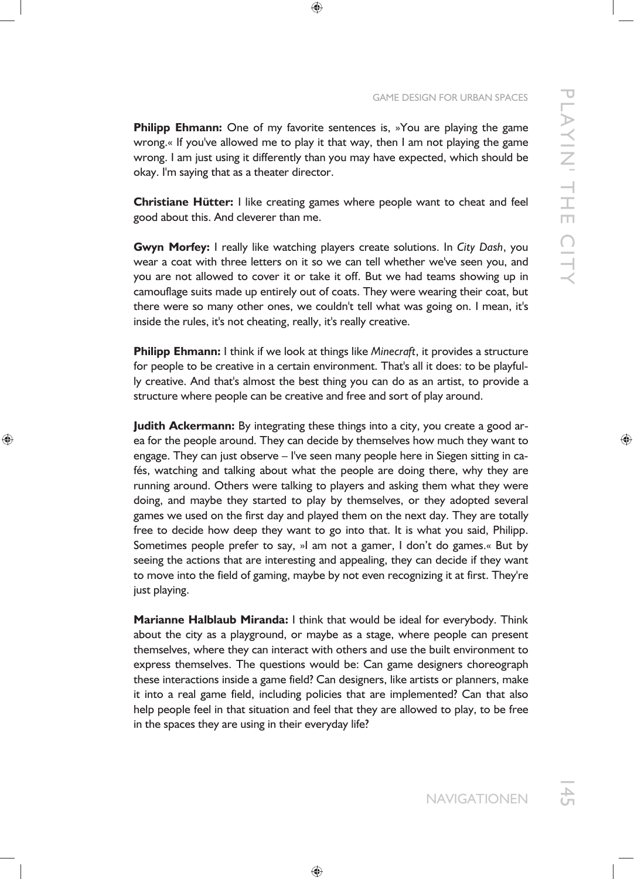**Philipp Ehmann:** One of my favorite sentences is, »You are playing the game wrong.« If you've allowed me to play it that way, then I am not playing the game wrong. I am just using it differently than you may have expected, which should be okay. I'm saying that as a theater director.

**Christiane Hütter:** I like creating games where people want to cheat and feel good about this. And cleverer than me.

**Gwyn Morfey:** I really like watching players create solutions. In *City Dash*, you wear a coat with three letters on it so we can tell whether we've seen you, and you are not allowed to cover it or take it off. But we had teams showing up in camouflage suits made up entirely out of coats. They were wearing their coat, but there were so many other ones, we couldn't tell what was going on. I mean, it's inside the rules, it's not cheating, really, it's really creative.

**Philipp Ehmann:** I think if we look at things like *Minecraft*, it provides a structure for people to be creative in a certain environment. That's all it does: to be playfully creative. And that's almost the best thing you can do as an artist, to provide a structure where people can be creative and free and sort of play around.

**Judith Ackermann:** By integrating these things into a city, you create a good area for the people around. They can decide by themselves how much they want to engage. They can just observe – I've seen many people here in Siegen sitting in cafés, watching and talking about what the people are doing there, why they are running around. Others were talking to players and asking them what they were doing, and maybe they started to play by themselves, or they adopted several games we used on the first day and played them on the next day. They are totally free to decide how deep they want to go into that. It is what you said, Philipp. Sometimes people prefer to say, »I am not a gamer, I don't do games.« But by seeing the actions that are interesting and appealing, they can decide if they want to move into the field of gaming, maybe by not even recognizing it at first. They're just playing.

**Marianne Halblaub Miranda:** I think that would be ideal for everybody. Think about the city as a playground, or maybe as a stage, where people can present themselves, where they can interact with others and use the built environment to express themselves. The questions would be: Can game designers choreograph these interactions inside a game field? Can designers, like artists or planners, make it into a real game field, including policies that are implemented? Can that also help people feel in that situation and feel that they are allowed to play, to be free in the spaces they are using in their everyday life?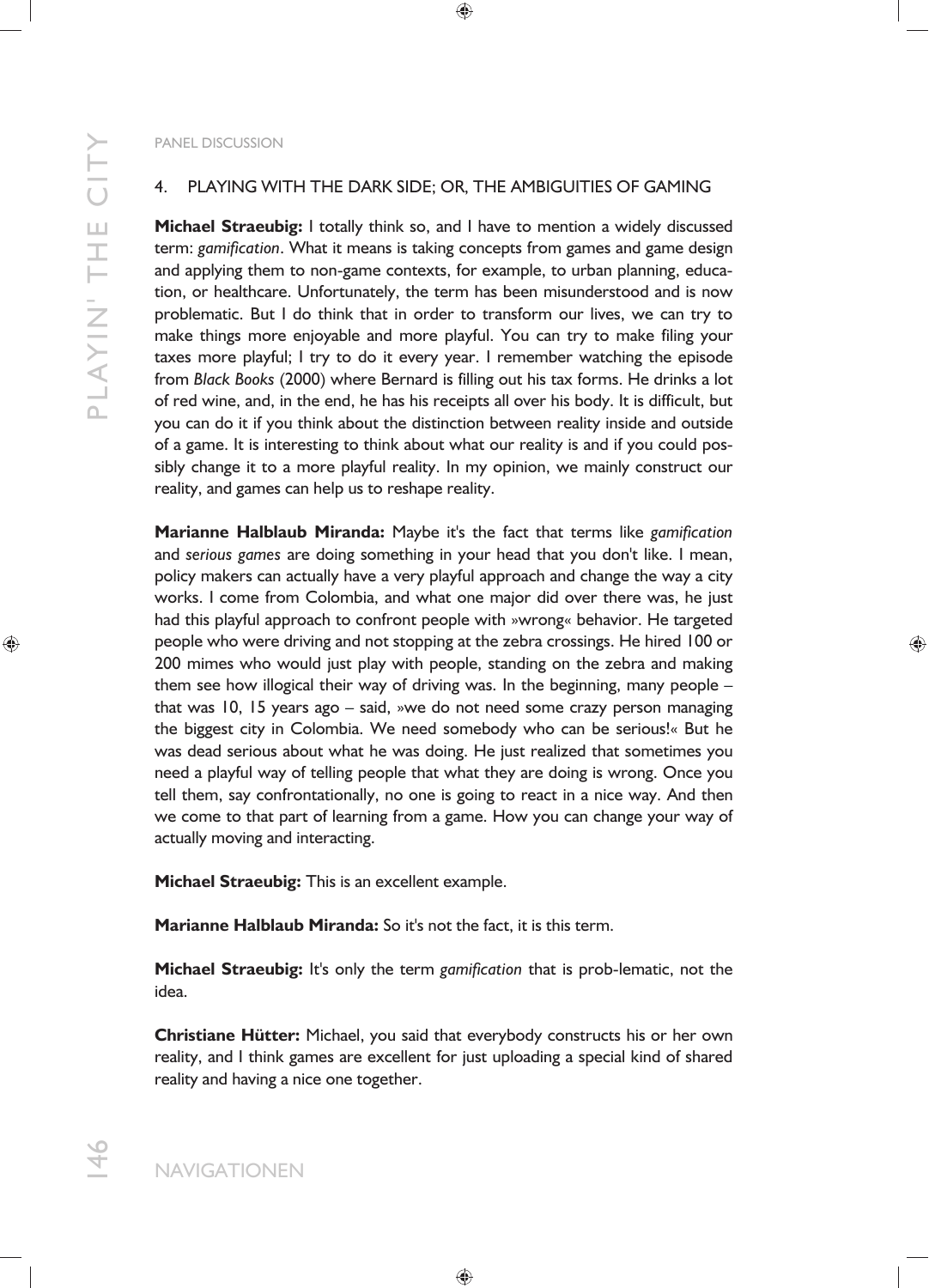PANEL DISCUSSION

## 4. PLAYING WITH THE DARK SIDE; OR, THE AMBIGUITIES OF GAMING

**Michael Straeubig:** I totally think so, and I have to mention a widely discussed term: *gamification*. What it means is taking concepts from games and game design and applying them to non-game contexts, for example, to urban planning, education, or healthcare. Unfortunately, the term has been misunderstood and is now problematic. But I do think that in order to transform our lives, we can try to make things more enjoyable and more playful. You can try to make filing your taxes more playful; I try to do it every year. I remember watching the episode from *Black Books* (2000) where Bernard is filling out his tax forms. He drinks a lot of red wine, and, in the end, he has his receipts all over his body. It is difficult, but you can do it if you think about the distinction between reality inside and outside of a game. It is interesting to think about what our reality is and if you could possibly change it to a more playful reality. In my opinion, we mainly construct our reality, and games can help us to reshape reality.

**Marianne Halblaub Miranda:** Maybe it's the fact that terms like *gamification* and *serious games* are doing something in your head that you don't like. I mean, policy makers can actually have a very playful approach and change the way a city works. I come from Colombia, and what one major did over there was, he just had this playful approach to confront people with »wrong« behavior. He targeted people who were driving and not stopping at the zebra crossings. He hired 100 or 200 mimes who would just play with people, standing on the zebra and making them see how illogical their way of driving was. In the beginning, many people – that was 10, 15 years ago – said, »we do not need some crazy person managing the biggest city in Colombia. We need somebody who can be serious!« But he was dead serious about what he was doing. He just realized that sometimes you need a playful way of telling people that what they are doing is wrong. Once you tell them, say confrontationally, no one is going to react in a nice way. And then we come to that part of learning from a game. How you can change your way of actually moving and interacting.

**Michael Straeubig:** This is an excellent example.

**Marianne Halblaub Miranda:** So it's not the fact, it is this term.

**Michael Straeubig:** It's only the term *gamification* that is prob-lematic, not the idea.

**Christiane Hütter:** Michael, you said that everybody constructs his or her own reality, and I think games are excellent for just uploading a special kind of shared reality and having a nice one together.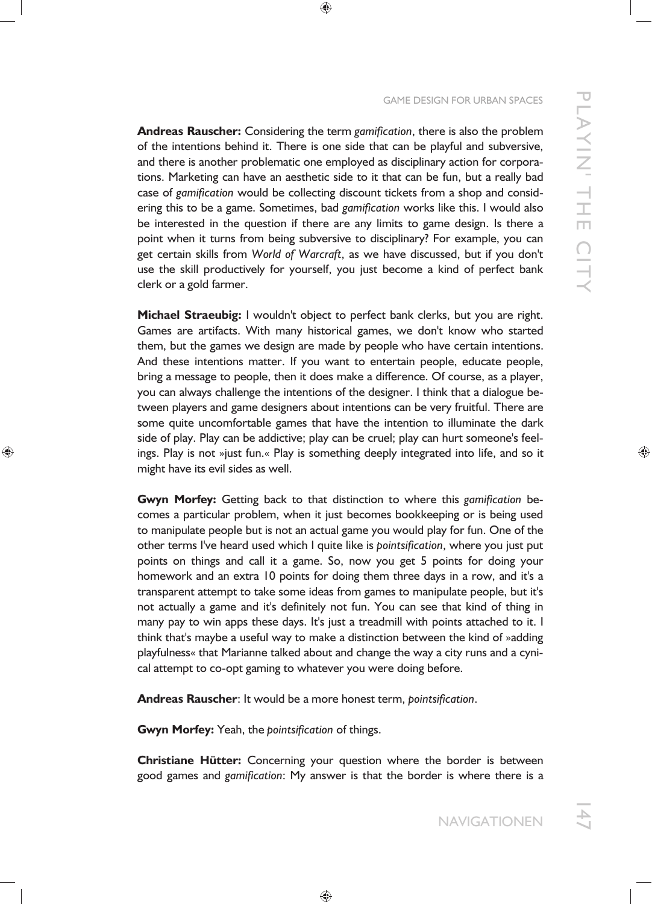**Andreas Rauscher:** Considering the term *gamification*, there is also the problem of the intentions behind it. There is one side that can be playful and subversive, and there is another problematic one employed as disciplinary action for corporations. Marketing can have an aesthetic side to it that can be fun, but a really bad case of *gamification* would be collecting discount tickets from a shop and considering this to be a game. Sometimes, bad *gamification* works like this. I would also be interested in the question if there are any limits to game design. Is there a point when it turns from being subversive to disciplinary? For example, you can get certain skills from *World of Warcraft*, as we have discussed, but if you don't use the skill productively for yourself, you just become a kind of perfect bank clerk or a gold farmer.

**Michael Straeubig:** I wouldn't object to perfect bank clerks, but you are right. Games are artifacts. With many historical games, we don't know who started them, but the games we design are made by people who have certain intentions. And these intentions matter. If you want to entertain people, educate people, bring a message to people, then it does make a difference. Of course, as a player, you can always challenge the intentions of the designer. I think that a dialogue between players and game designers about intentions can be very fruitful. There are some quite uncomfortable games that have the intention to illuminate the dark side of play. Play can be addictive; play can be cruel; play can hurt someone's feelings. Play is not »just fun.« Play is something deeply integrated into life, and so it might have its evil sides as well.

**Gwyn Morfey:** Getting back to that distinction to where this *gamification* becomes a particular problem, when it just becomes bookkeeping or is being used to manipulate people but is not an actual game you would play for fun. One of the other terms I've heard used which I quite like is *pointsification*, where you just put points on things and call it a game. So, now you get 5 points for doing your homework and an extra 10 points for doing them three days in a row, and it's a transparent attempt to take some ideas from games to manipulate people, but it's not actually a game and it's definitely not fun. You can see that kind of thing in many pay to win apps these days. It's just a treadmill with points attached to it. I think that's maybe a useful way to make a distinction between the kind of »adding playfulness« that Marianne talked about and change the way a city runs and a cynical attempt to co-opt gaming to whatever you were doing before.

**Andreas Rauscher**: It would be a more honest term, *pointsification*.

**Gwyn Morfey:** Yeah, the *pointsification* of things.

**Christiane Hütter:** Concerning your question where the border is between good games and *gamification*: My answer is that the border is where there is a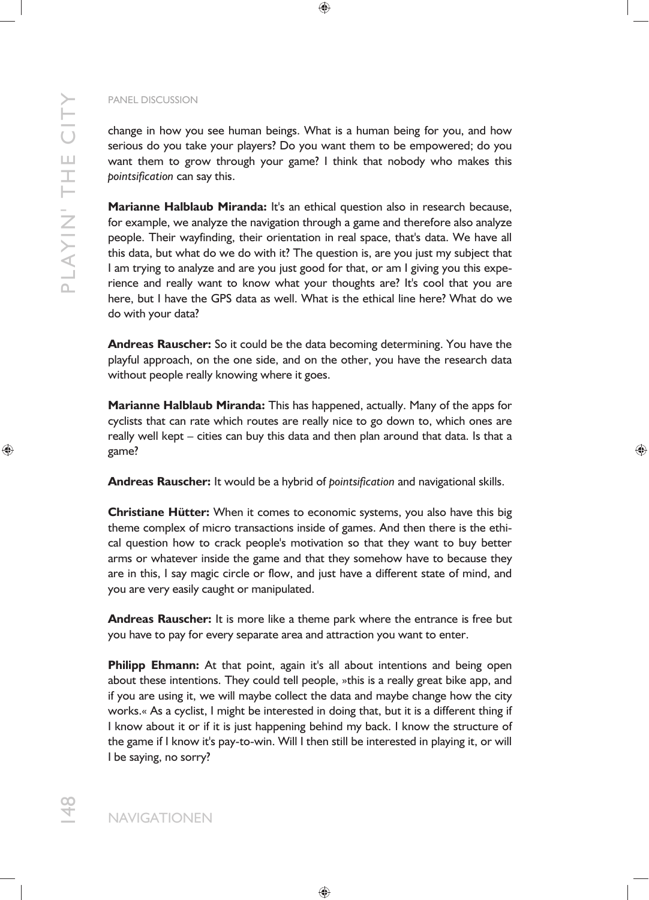change in how you see human beings. What is a human being for you, and how serious do you take your players? Do you want them to be empowered; do you want them to grow through your game? I think that nobody who makes this *pointsification* can say this.

**Marianne Halblaub Miranda:** It's an ethical question also in research because, for example, we analyze the navigation through a game and therefore also analyze people. Their wayfinding, their orientation in real space, that's data. We have all this data, but what do we do with it? The question is, are you just my subject that I am trying to analyze and are you just good for that, or am I giving you this experience and really want to know what your thoughts are? It's cool that you are here, but I have the GPS data as well. What is the ethical line here? What do we do with your data?

**Andreas Rauscher:** So it could be the data becoming determining. You have the playful approach, on the one side, and on the other, you have the research data without people really knowing where it goes.

**Marianne Halblaub Miranda:** This has happened, actually. Many of the apps for cyclists that can rate which routes are really nice to go down to, which ones are really well kept – cities can buy this data and then plan around that data. Is that a game?

**Andreas Rauscher:** It would be a hybrid of *pointsification* and navigational skills.

**Christiane Hütter:** When it comes to economic systems, you also have this big theme complex of micro transactions inside of games. And then there is the ethical question how to crack people's motivation so that they want to buy better arms or whatever inside the game and that they somehow have to because they are in this, I say magic circle or flow, and just have a different state of mind, and you are very easily caught or manipulated.

**Andreas Rauscher:** It is more like a theme park where the entrance is free but you have to pay for every separate area and attraction you want to enter.

**Philipp Ehmann:** At that point, again it's all about intentions and being open about these intentions. They could tell people, »this is a really great bike app, and if you are using it, we will maybe collect the data and maybe change how the city works.« As a cyclist, I might be interested in doing that, but it is a different thing if I know about it or if it is just happening behind my back. I know the structure of the game if I know it's pay-to-win. Will I then still be interested in playing it, or will I be saying, no sorry?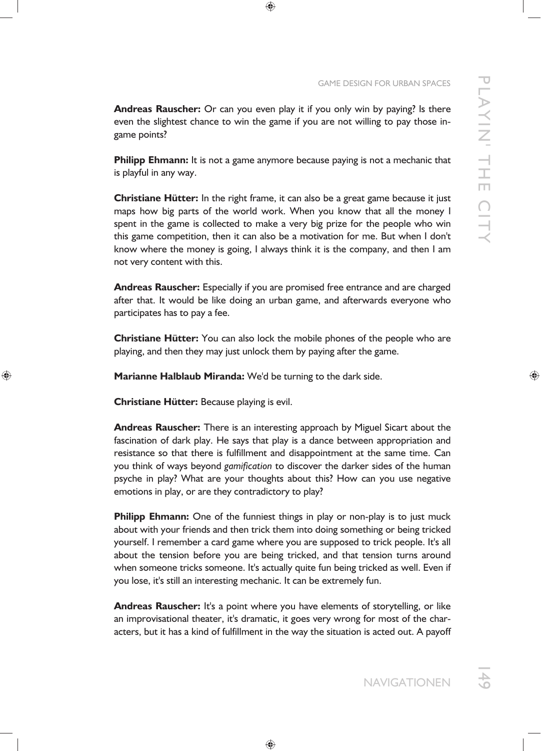**Andreas Rauscher:** Or can you even play it if you only win by paying? Is there even the slightest chance to win the game if you are not willing to pay those in-game points?

**Philipp Ehmann:** It is not a game anymore because paying is not a mechanic that is playful in any way.

**Christiane Hütter:** In the right frame, it can also be a great game because it just maps how big parts of the world work. When you know that all the money I spent in the game is collected to make a very big prize for the people who win this game competition, then it can also be a motivation for me. But when I don't know where the money is going, I always think it is the company, and then I am not very content with this.

**Andreas Rauscher:** Especially if you are promised free entrance and are charged after that. It would be like doing an urban game, and afterwards everyone who participates has to pay a fee.

**Christiane Hütter:** You can also lock the mobile phones of the people who are playing, and then they may just unlock them by paying after the game.

**Marianne Halblaub Miranda:** We'd be turning to the dark side.

**Christiane Hütter:** Because playing is evil.

**Andreas Rauscher:** There is an interesting approach by Miguel Sicart about the fascination of dark play. He says that play is a dance between appropriation and resistance so that there is fulfillment and disappointment at the same time. Can you think of ways beyond *gamification* to discover the darker sides of the human psyche in play? What are your thoughts about this? How can you use negative emotions in play, or are they contradictory to play?

**Philipp Ehmann:** One of the funniest things in play or non-play is to just muck about with your friends and then trick them into doing something or being tricked yourself. I remember a card game where you are supposed to trick people. It's all about the tension before you are being tricked, and that tension turns around when someone tricks someone. It's actually quite fun being tricked as well. Even if you lose, it's still an interesting mechanic. It can be extremely fun.

**Andreas Rauscher:** It's a point where you have elements of storytelling, or like an improvisational theater, it's dramatic, it goes very wrong for most of the characters, but it has a kind of fulfillment in the way the situation is acted out. A payoff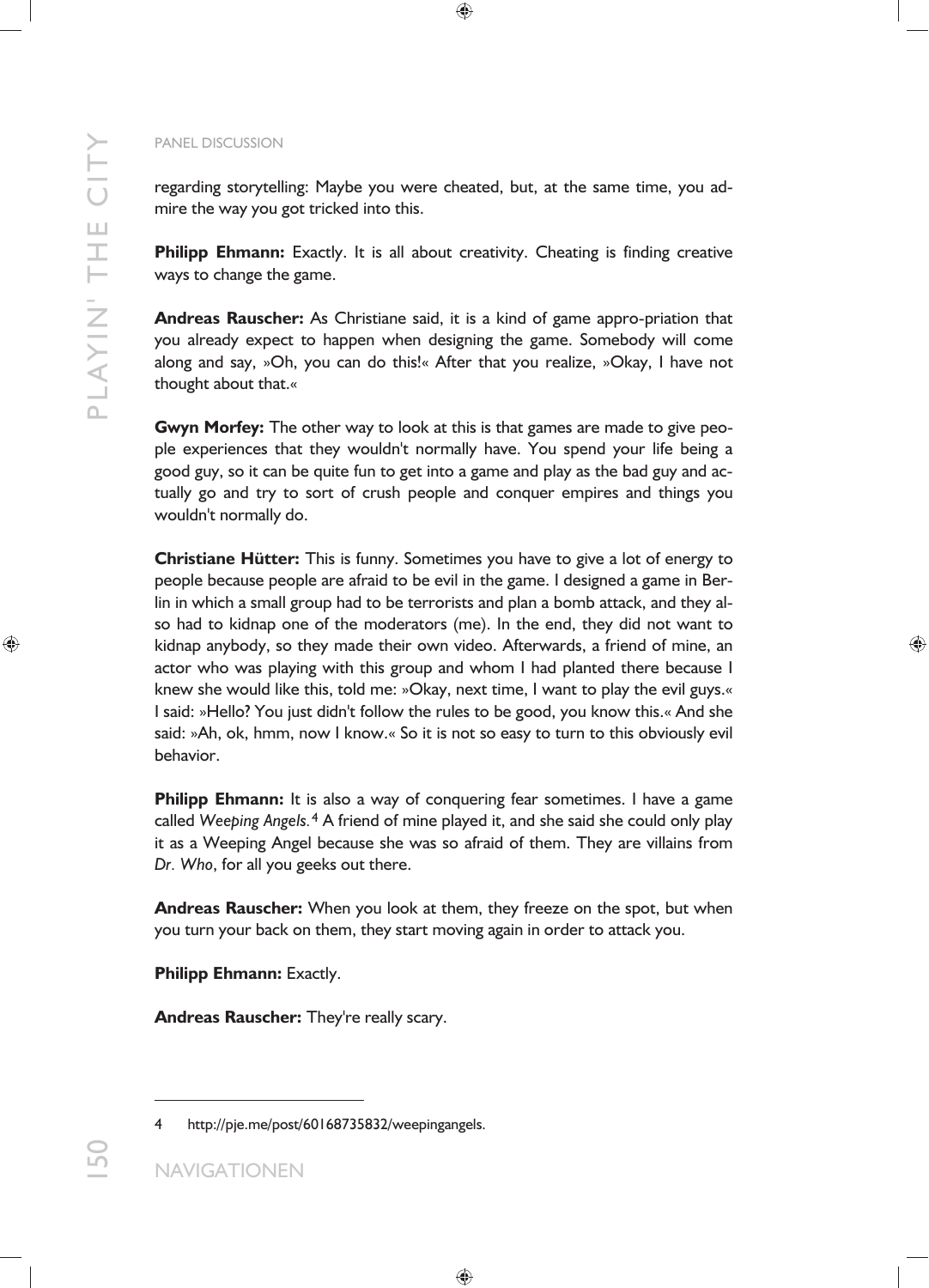regarding storytelling: Maybe you were cheated, but, at the same time, you admire the way you got tricked into this.

**Philipp Ehmann:** Exactly. It is all about creativity. Cheating is finding creative ways to change the game.

**Andreas Rauscher:** As Christiane said, it is a kind of game appro-priation that you already expect to happen when designing the game. Somebody will come along and say, »Oh, you can do this!« After that you realize, »Okay, I have not thought about that.«

**Gwyn Morfey:** The other way to look at this is that games are made to give people experiences that they wouldn't normally have. You spend your life being a good guy, so it can be quite fun to get into a game and play as the bad guy and actually go and try to sort of crush people and conquer empires and things you wouldn't normally do.

**Christiane Hütter:** This is funny. Sometimes you have to give a lot of energy to people because people are afraid to be evil in the game. I designed a game in Berlin in which a small group had to be terrorists and plan a bomb attack, and they also had to kidnap one of the moderators (me). In the end, they did not want to kidnap anybody, so they made their own video. Afterwards, a friend of mine, an actor who was playing with this group and whom I had planted there because I knew she would like this, told me: »Okay, next time, I want to play the evil guys.« I said: »Hello? You just didn't follow the rules to be good, you know this.« And she said: »Ah, ok, hmm, now I know.« So it is not so easy to turn to this obviously evil behavior.

**Philipp Ehmann:** It is also a way of conquering fear sometimes. I have a game called *Weeping Angels.*[4] A friend of mine played it, and she said she could only play it as a Weeping Angel because she was so afraid of them. They are villains from *Dr. Who*, for all you geeks out there.

**Andreas Rauscher:** When you look at them, they freeze on the spot, but when you turn your back on them, they start moving again in order to attack you.

**Philipp Ehmann:** Exactly.

**Andreas Rauscher:** They're really scary.

---

4 http://pje.me/post/60168735832/weepingangels.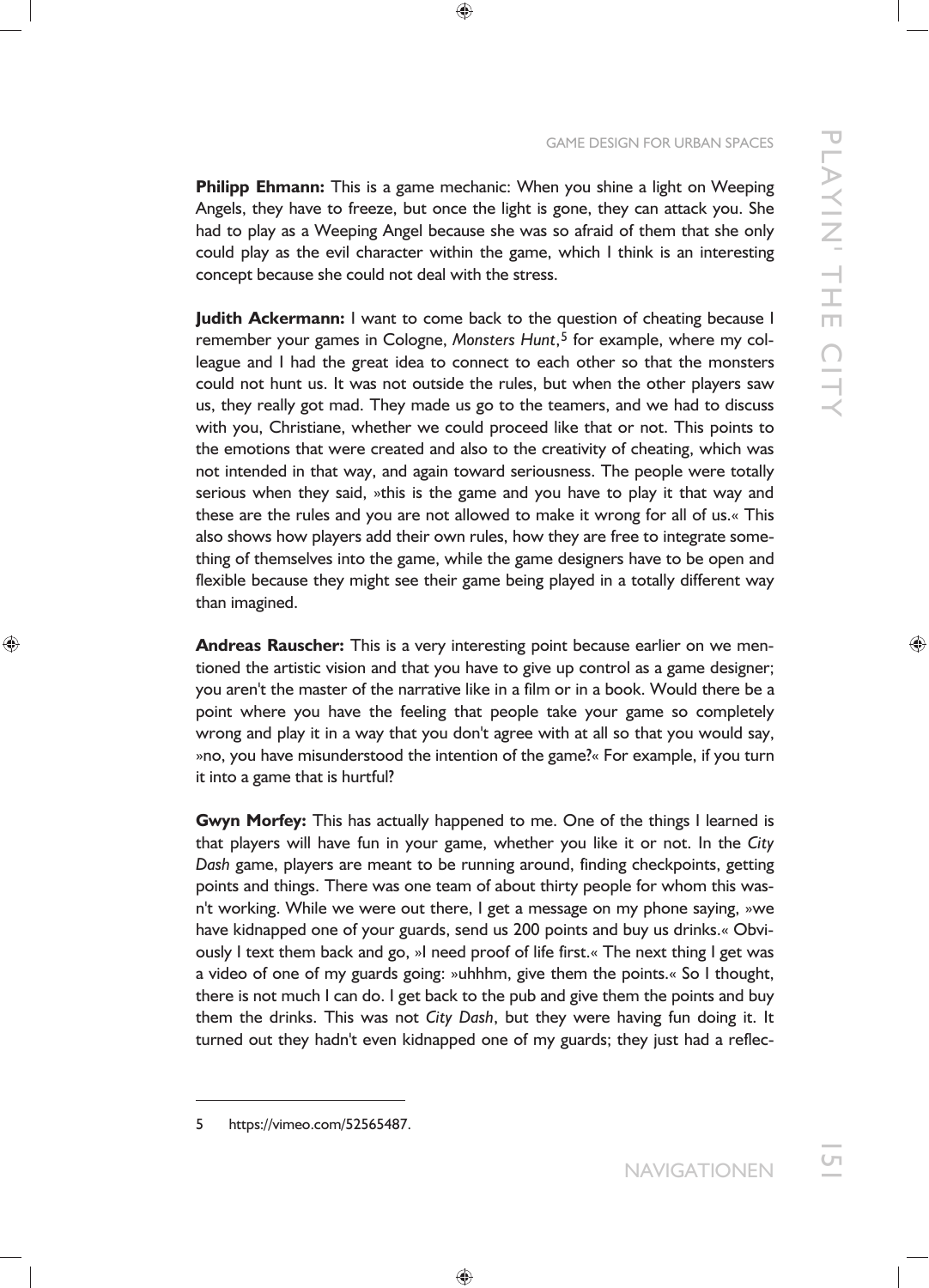**Philipp Ehmann:** This is a game mechanic: When you shine a light on Weeping Angels, they have to freeze, but once the light is gone, they can attack you. She had to play as a Weeping Angel because she was so afraid of them that she only could play as the evil character within the game, which I think is an interesting concept because she could not deal with the stress.

**Judith Ackermann:** I want to come back to the question of cheating because I remember your games in Cologne, *Monsters Hunt*,[5] for example, where my colleague and I had the great idea to connect to each other so that the monsters could not hunt us. It was not outside the rules, but when the other players saw us, they really got mad. They made us go to the teamers, and we had to discuss with you, Christiane, whether we could proceed like that or not. This points to the emotions that were created and also to the creativity of cheating, which was not intended in that way, and again toward seriousness. The people were totally serious when they said, »this is the game and you have to play it that way and these are the rules and you are not allowed to make it wrong for all of us.« This also shows how players add their own rules, how they are free to integrate something of themselves into the game, while the game designers have to be open and flexible because they might see their game being played in a totally different way than imagined.

**Andreas Rauscher:** This is a very interesting point because earlier on we mentioned the artistic vision and that you have to give up control as a game designer; you aren't the master of the narrative like in a film or in a book. Would there be a point where you have the feeling that people take your game so completely wrong and play it in a way that you don't agree with at all so that you would say, »no, you have misunderstood the intention of the game?« For example, if you turn it into a game that is hurtful?

**Gwyn Morfey:** This has actually happened to me. One of the things I learned is that players will have fun in your game, whether you like it or not. In the *City Dash* game, players are meant to be running around, finding checkpoints, getting points and things. There was one team of about thirty people for whom this wasn't working. While we were out there, I get a message on my phone saying, »we have kidnapped one of your guards, send us 200 points and buy us drinks.« Obviously I text them back and go, »I need proof of life first.« The next thing I get was a video of one of my guards going: »uhhhm, give them the points.« So I thought, there is not much I can do. I get back to the pub and give them the points and buy them the drinks. This was not *City Dash*, but they were having fun doing it. It turned out they hadn't even kidnapped one of my guards; they just had a reflec-

5 https://vimeo.com/52565487.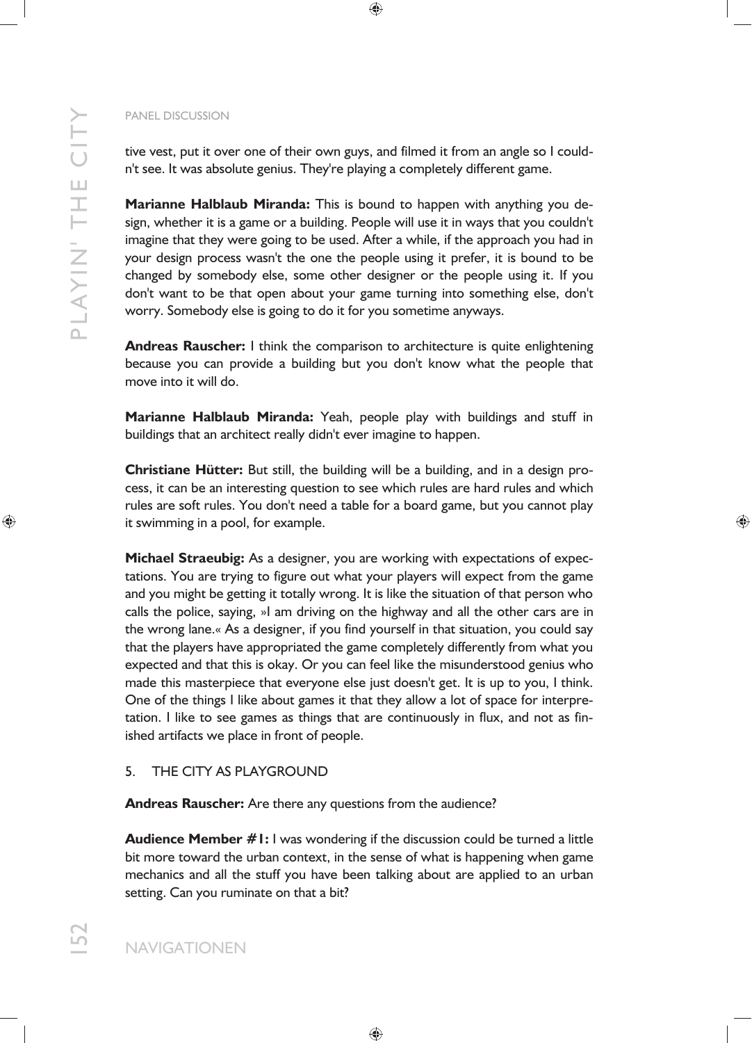tive vest, put it over one of their own guys, and filmed it from an angle so I couldn't see. It was absolute genius. They're playing a completely different game.

**Marianne Halblaub Miranda:** This is bound to happen with anything you design, whether it is a game or a building. People will use it in ways that you couldn't imagine that they were going to be used. After a while, if the approach you had in your design process wasn't the one the people using it prefer, it is bound to be changed by somebody else, some other designer or the people using it. If you don't want to be that open about your game turning into something else, don't worry. Somebody else is going to do it for you sometime anyways.

**Andreas Rauscher:** I think the comparison to architecture is quite enlightening because you can provide a building but you don't know what the people that move into it will do.

**Marianne Halblaub Miranda:** Yeah, people play with buildings and stuff in buildings that an architect really didn't ever imagine to happen.

**Christiane Hütter:** But still, the building will be a building, and in a design process, it can be an interesting question to see which rules are hard rules and which rules are soft rules. You don't need a table for a board game, but you cannot play it swimming in a pool, for example.

**Michael Straeubig:** As a designer, you are working with expectations of expectations. You are trying to figure out what your players will expect from the game and you might be getting it totally wrong. It is like the situation of that person who calls the police, saying, »I am driving on the highway and all the other cars are in the wrong lane.« As a designer, if you find yourself in that situation, you could say that the players have appropriated the game completely differently from what you expected and that this is okay. Or you can feel like the misunderstood genius who made this masterpiece that everyone else just doesn't get. It is up to you, I think. One of the things I like about games it that they allow a lot of space for interpretation. I like to see games as things that are continuously in flux, and not as finished artifacts we place in front of people.

## 5. THE CITY AS PLAYGROUND

**Andreas Rauscher:** Are there any questions from the audience?

**Audience Member #1:** I was wondering if the discussion could be turned a little bit more toward the urban context, in the sense of what is happening when game mechanics and all the stuff you have been talking about are applied to an urban setting. Can you ruminate on that a bit?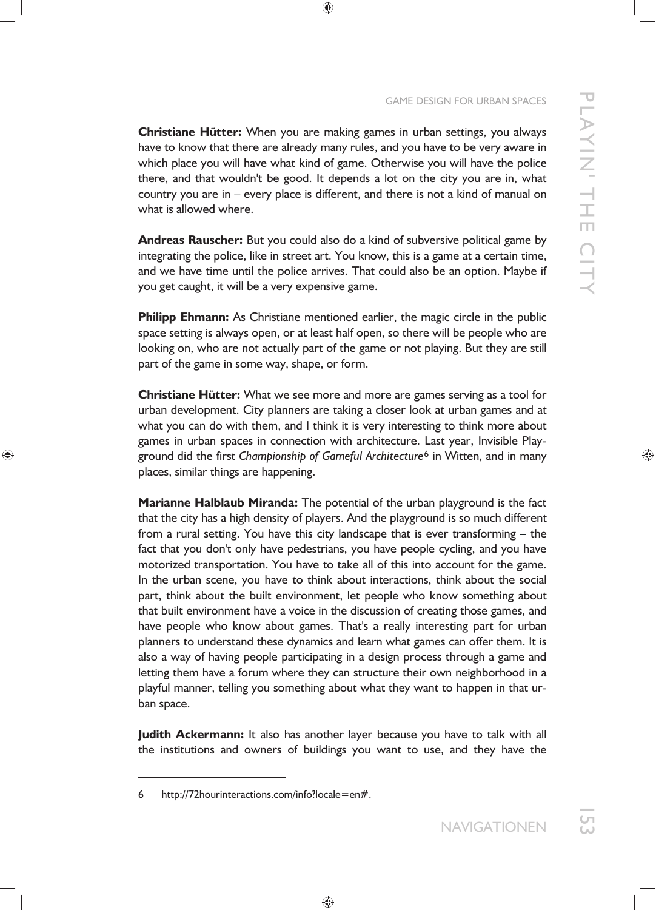**Christiane Hütter:** When you are making games in urban settings, you always have to know that there are already many rules, and you have to be very aware in which place you will have what kind of game. Otherwise you will have the police there, and that wouldn't be good. It depends a lot on the city you are in, what country you are in – every place is different, and there is not a kind of manual on what is allowed where.

**Andreas Rauscher:** But you could also do a kind of subversive political game by integrating the police, like in street art. You know, this is a game at a certain time, and we have time until the police arrives. That could also be an option. Maybe if you get caught, it will be a very expensive game.

**Philipp Ehmann:** As Christiane mentioned earlier, the magic circle in the public space setting is always open, or at least half open, so there will be people who are looking on, who are not actually part of the game or not playing. But they are still part of the game in some way, shape, or form.

**Christiane Hütter:** What we see more and more are games serving as a tool for urban development. City planners are taking a closer look at urban games and at what you can do with them, and I think it is very interesting to think more about games in urban spaces in connection with architecture. Last year, Invisible Playground did the first *Championship of Gameful Architecture*[6] in Witten, and in many places, similar things are happening.

**Marianne Halblaub Miranda:** The potential of the urban playground is the fact that the city has a high density of players. And the playground is so much different from a rural setting. You have this city landscape that is ever transforming – the fact that you don't only have pedestrians, you have people cycling, and you have motorized transportation. You have to take all of this into account for the game. In the urban scene, you have to think about interactions, think about the social part, think about the built environment, let people who know something about that built environment have a voice in the discussion of creating those games, and have people who know about games. That's a really interesting part for urban planners to understand these dynamics and learn what games can offer them. It is also a way of having people participating in a design process through a game and letting them have a forum where they can structure their own neighborhood in a playful manner, telling you something about what they want to happen in that urban space.

**Judith Ackermann:** It also has another layer because you have to talk with all the institutions and owners of buildings you want to use, and they have the

6 http://72hourinteractions.com/info?locale=en#.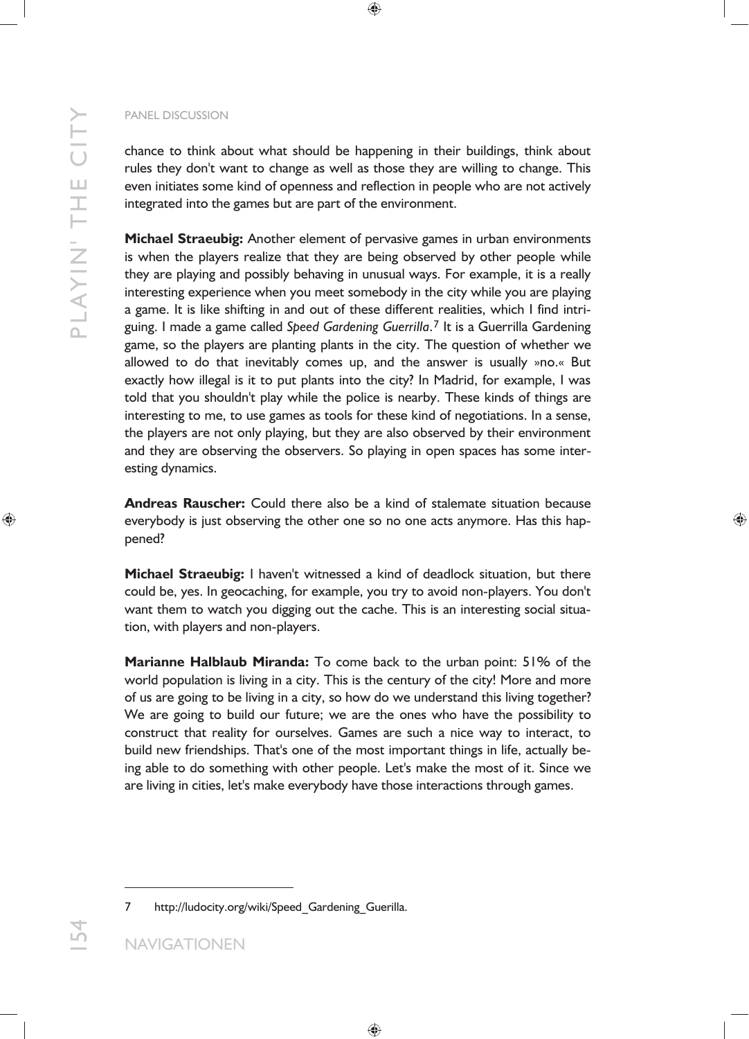chance to think about what should be happening in their buildings, think about rules they don't want to change as well as those they are willing to change. This even initiates some kind of openness and reflection in people who are not actively integrated into the games but are part of the environment.

**Michael Straeubig:** Another element of pervasive games in urban environments is when the players realize that they are being observed by other people while they are playing and possibly behaving in unusual ways. For example, it is a really interesting experience when you meet somebody in the city while you are playing a game. It is like shifting in and out of these different realities, which I find intriguing. I made a game called *Speed Gardening Guerrilla*.[7] It is a Guerrilla Gardening game, so the players are planting plants in the city. The question of whether we allowed to do that inevitably comes up, and the answer is usually »no.« But exactly how illegal is it to put plants into the city? In Madrid, for example, I was told that you shouldn't play while the police is nearby. These kinds of things are interesting to me, to use games as tools for these kind of negotiations. In a sense, the players are not only playing, but they are also observed by their environment and they are observing the observers. So playing in open spaces has some interesting dynamics.

**Andreas Rauscher:** Could there also be a kind of stalemate situation because everybody is just observing the other one so no one acts anymore. Has this happened?

**Michael Straeubig:** I haven't witnessed a kind of deadlock situation, but there could be, yes. In geocaching, for example, you try to avoid non-players. You don't want them to watch you digging out the cache. This is an interesting social situation, with players and non-players.

**Marianne Halblaub Miranda:** To come back to the urban point: 51% of the world population is living in a city. This is the century of the city! More and more of us are going to be living in a city, so how do we understand this living together? We are going to build our future; we are the ones who have the possibility to construct that reality for ourselves. Games are such a nice way to interact, to build new friendships. That's one of the most important things in life, actually being able to do something with other people. Let's make the most of it. Since we are living in cities, let's make everybody have those interactions through games.

---

7 http://ludocity.org/wiki/Speed_Gardening_Guerilla.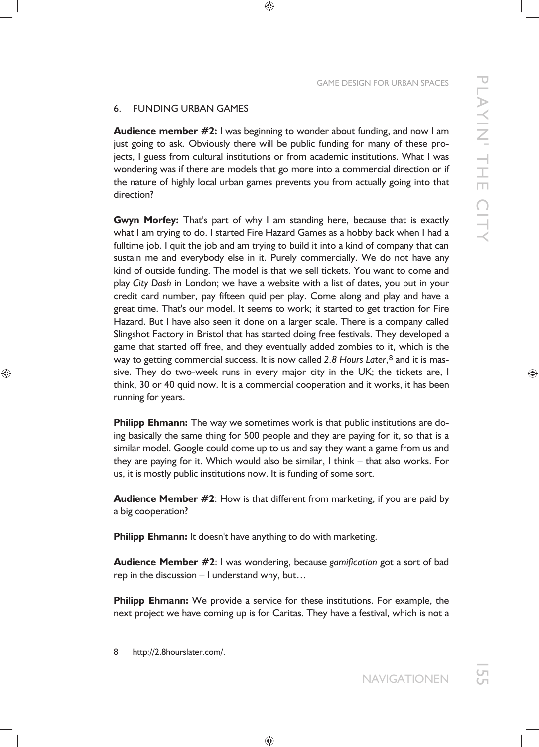## 6. FUNDING URBAN GAMES

**Audience member #2:** I was beginning to wonder about funding, and now I am just going to ask. Obviously there will be public funding for many of these projects, I guess from cultural institutions or from academic institutions. What I was wondering was if there are models that go more into a commercial direction or if the nature of highly local urban games prevents you from actually going into that direction?

**Gwyn Morfey:** That's part of why I am standing here, because that is exactly what I am trying to do. I started Fire Hazard Games as a hobby back when I had a fulltime job. I quit the job and am trying to build it into a kind of company that can sustain me and everybody else in it. Purely commercially. We do not have any kind of outside funding. The model is that we sell tickets. You want to come and play *City Dash* in London; we have a website with a list of dates, you put in your credit card number, pay fifteen quid per play. Come along and play and have a great time. That's our model. It seems to work; it started to get traction for Fire Hazard. But I have also seen it done on a larger scale. There is a company called Slingshot Factory in Bristol that has started doing free festivals. They developed a game that started off free, and they eventually added zombies to it, which is the way to getting commercial success. It is now called *2.8 Hours Later*,[8] and it is massive. They do two-week runs in every major city in the UK; the tickets are, I think, 30 or 40 quid now. It is a commercial cooperation and it works, it has been running for years.

**Philipp Ehmann:** The way we sometimes work is that public institutions are doing basically the same thing for 500 people and they are paying for it, so that is a similar model. Google could come up to us and say they want a game from us and they are paying for it. Which would also be similar, I think – that also works. For us, it is mostly public institutions now. It is funding of some sort.

**Audience Member #2**: How is that different from marketing, if you are paid by a big cooperation?

**Philipp Ehmann:** It doesn't have anything to do with marketing.

**Audience Member #2**: I was wondering, because *gamification* got a sort of bad rep in the discussion – I understand why, but…

**Philipp Ehmann:** We provide a service for these institutions. For example, the next project we have coming up is for Caritas. They have a festival, which is not a

---

8 http://2.8hourslater.com/.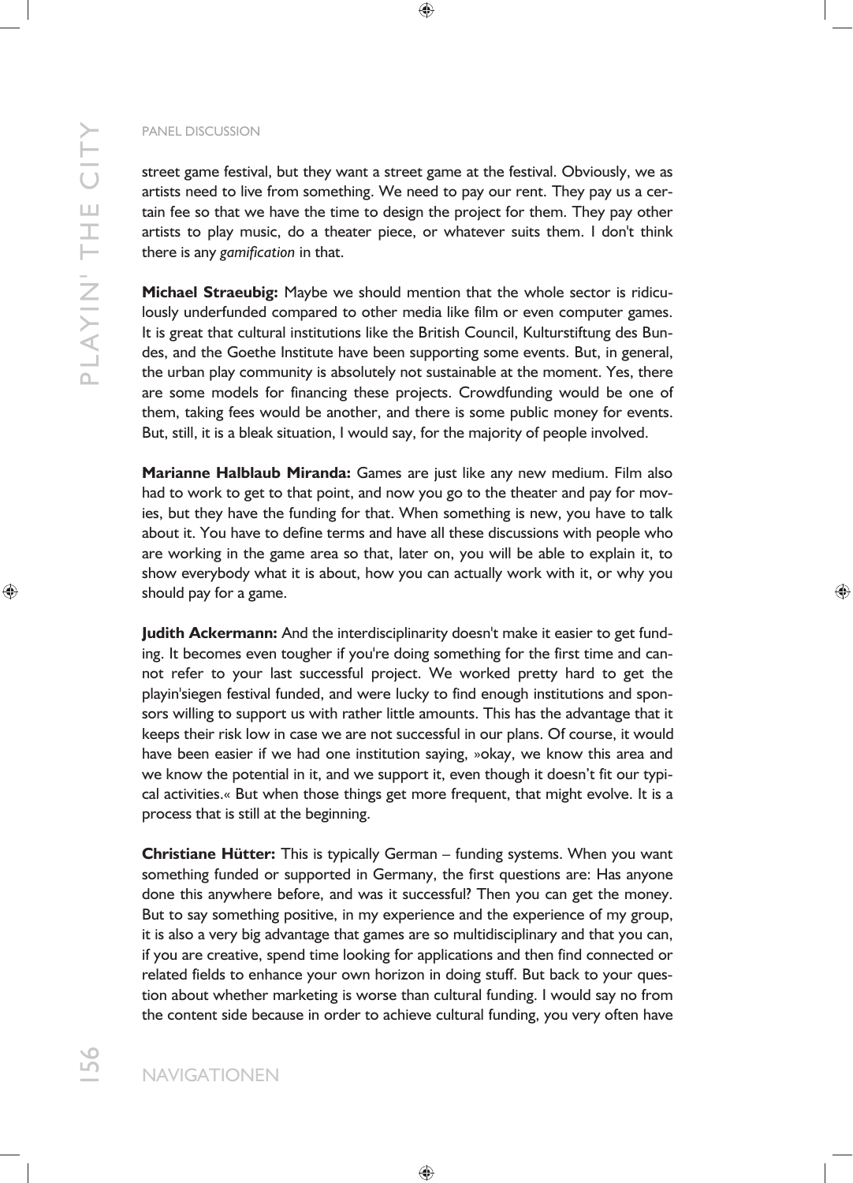street game festival, but they want a street game at the festival. Obviously, we as artists need to live from something. We need to pay our rent. They pay us a certain fee so that we have the time to design the project for them. They pay other artists to play music, do a theater piece, or whatever suits them. I don't think there is any *gamification* in that.

**Michael Straeubig:** Maybe we should mention that the whole sector is ridiculously underfunded compared to other media like film or even computer games. It is great that cultural institutions like the British Council, Kulturstiftung des Bundes, and the Goethe Institute have been supporting some events. But, in general, the urban play community is absolutely not sustainable at the moment. Yes, there are some models for financing these projects. Crowdfunding would be one of them, taking fees would be another, and there is some public money for events. But, still, it is a bleak situation, I would say, for the majority of people involved.

**Marianne Halblaub Miranda:** Games are just like any new medium. Film also had to work to get to that point, and now you go to the theater and pay for movies, but they have the funding for that. When something is new, you have to talk about it. You have to define terms and have all these discussions with people who are working in the game area so that, later on, you will be able to explain it, to show everybody what it is about, how you can actually work with it, or why you should pay for a game.

**Judith Ackermann:** And the interdisciplinarity doesn't make it easier to get funding. It becomes even tougher if you're doing something for the first time and cannot refer to your last successful project. We worked pretty hard to get the playin'siegen festival funded, and were lucky to find enough institutions and sponsors willing to support us with rather little amounts. This has the advantage that it keeps their risk low in case we are not successful in our plans. Of course, it would have been easier if we had one institution saying, »okay, we know this area and we know the potential in it, and we support it, even though it doesn't fit our typical activities.« But when those things get more frequent, that might evolve. It is a process that is still at the beginning.

**Christiane Hütter:** This is typically German – funding systems. When you want something funded or supported in Germany, the first questions are: Has anyone done this anywhere before, and was it successful? Then you can get the money. But to say something positive, in my experience and the experience of my group, it is also a very big advantage that games are so multidisciplinary and that you can, if you are creative, spend time looking for applications and then find connected or related fields to enhance your own horizon in doing stuff. But back to your question about whether marketing is worse than cultural funding. I would say no from the content side because in order to achieve cultural funding, you very often have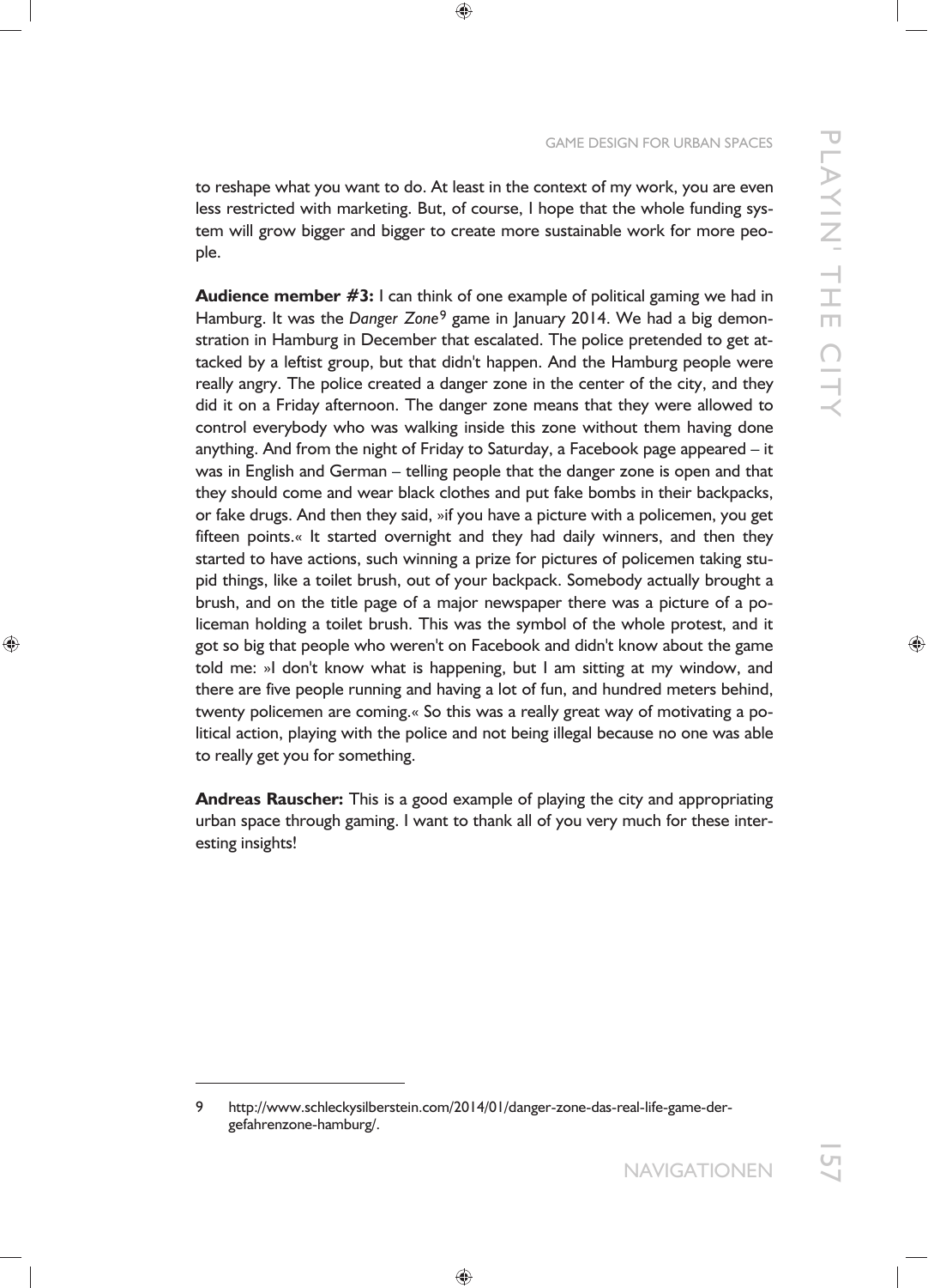to reshape what you want to do. At least in the context of my work, you are even less restricted with marketing. But, of course, I hope that the whole funding system will grow bigger and bigger to create more sustainable work for more people.

**Audience member #3:** I can think of one example of political gaming we had in Hamburg. It was the *Danger Zone*[9] game in January 2014. We had a big demonstration in Hamburg in December that escalated. The police pretended to get attacked by a leftist group, but that didn't happen. And the Hamburg people were really angry. The police created a danger zone in the center of the city, and they did it on a Friday afternoon. The danger zone means that they were allowed to control everybody who was walking inside this zone without them having done anything. And from the night of Friday to Saturday, a Facebook page appeared – it was in English and German – telling people that the danger zone is open and that they should come and wear black clothes and put fake bombs in their backpacks, or fake drugs. And then they said, »if you have a picture with a policemen, you get fifteen points.« It started overnight and they had daily winners, and then they started to have actions, such winning a prize for pictures of policemen taking stupid things, like a toilet brush, out of your backpack. Somebody actually brought a brush, and on the title page of a major newspaper there was a picture of a policeman holding a toilet brush. This was the symbol of the whole protest, and it got so big that people who weren't on Facebook and didn't know about the game told me: »I don't know what is happening, but I am sitting at my window, and there are five people running and having a lot of fun, and hundred meters behind, twenty policemen are coming.« So this was a really great way of motivating a political action, playing with the police and not being illegal because no one was able to really get you for something.

**Andreas Rauscher:** This is a good example of playing the city and appropriating urban space through gaming. I want to thank all of you very much for these interesting insights!

---

9 http://www.schleckysilberstein.com/2014/01/danger-zone-das-real-life-game-der-gefahrenzone-hamburg/.